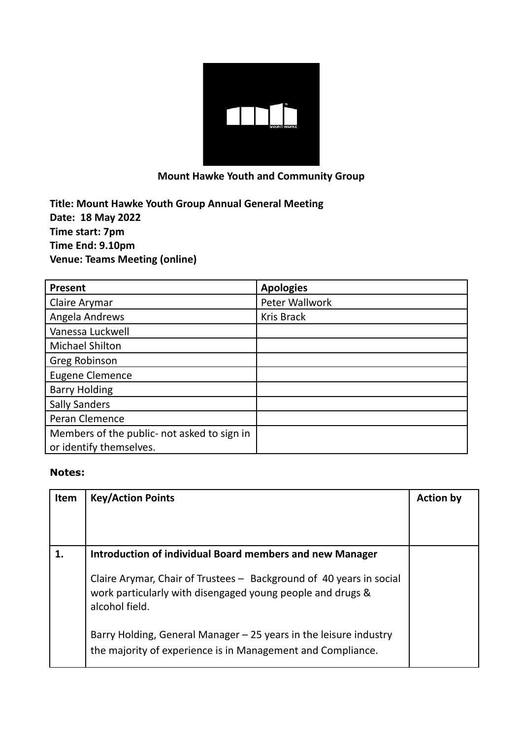**Mount Hawke Youth and Community Group**

**Title: Mount Hawke Youth Group Annual General Meeting**
**Date: 18 May 2022**
**Time start: 7pm**
**Time End: 9.10pm**
**Venue: Teams Meeting (online)**

| Present | Apologies |
|---|---|
| Claire Arymar | Peter Wallwork |
| Angela Andrews | Kris Brack |
| Vanessa Luckwell | |
| Michael Shilton | |
| Greg Robinson | |
| Eugene Clemence | |
| Barry Holding | |
| Sally Sanders | |
| Peran Clemence | |
| Members of the public- not asked to sign in or identify themselves. | |

**Notes:**

| Item | Key/Action Points | Action by |
|---|---|---|
| 1. | **Introduction of individual Board members and new Manager**<br><br>Claire Arymar, Chair of Trustees – Background of 40 years in social work particularly with disengaged young people and drugs & alcohol field.<br><br>Barry Holding, General Manager – 25 years in the leisure industry the majority of experience is in Management and Compliance. | |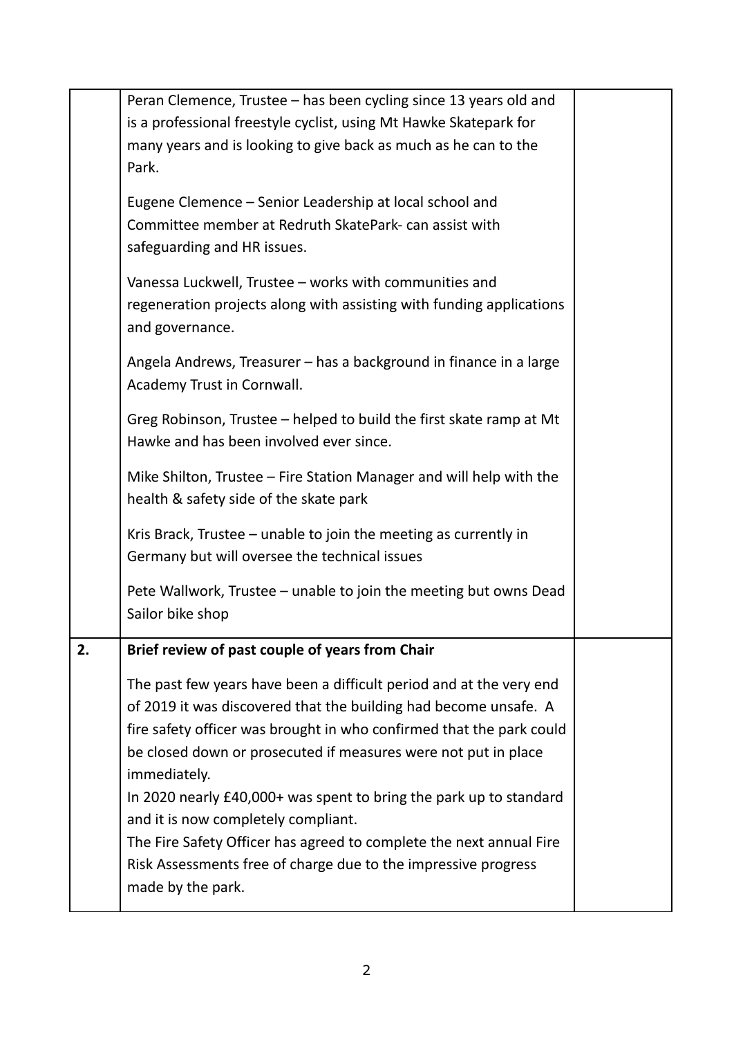| | | |
|---|---|---|
| | Peran Clemence, Trustee – has been cycling since 13 years old and is a professional freestyle cyclist, using Mt Hawke Skatepark for many years and is looking to give back as much as he can to the Park.<br><br>Eugene Clemence – Senior Leadership at local school and Committee member at Redruth SkatePark- can assist with safeguarding and HR issues.<br><br>Vanessa Luckwell, Trustee – works with communities and regeneration projects along with assisting with funding applications and governance.<br><br>Angela Andrews, Treasurer – has a background in finance in a large Academy Trust in Cornwall.<br><br>Greg Robinson, Trustee – helped to build the first skate ramp at Mt Hawke and has been involved ever since.<br><br>Mike Shilton, Trustee – Fire Station Manager and will help with the health & safety side of the skate park<br><br>Kris Brack, Trustee – unable to join the meeting as currently in Germany but will oversee the technical issues<br><br>Pete Wallwork, Trustee – unable to join the meeting but owns Dead Sailor bike shop | |
| **2.** | **Brief review of past couple of years from Chair**<br><br>The past few years have been a difficult period and at the very end of 2019 it was discovered that the building had become unsafe. A fire safety officer was brought in who confirmed that the park could be closed down or prosecuted if measures were not put in place immediately.<br>In 2020 nearly £40,000+ was spent to bring the park up to standard and it is now completely compliant.<br>The Fire Safety Officer has agreed to complete the next annual Fire Risk Assessments free of charge due to the impressive progress made by the park. | |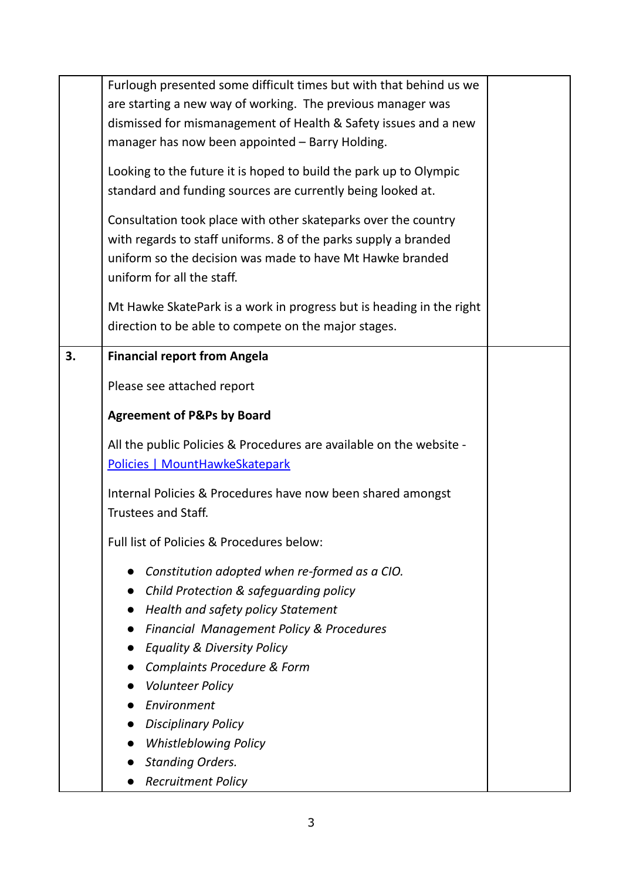| | | |
|---|---|---|
| | Furlough presented some difficult times but with that behind us we are starting a new way of working. The previous manager was dismissed for mismanagement of Health & Safety issues and a new manager has now been appointed – Barry Holding.<br><br>Looking to the future it is hoped to build the park up to Olympic standard and funding sources are currently being looked at.<br><br>Consultation took place with other skateparks over the country with regards to staff uniforms. 8 of the parks supply a branded uniform so the decision was made to have Mt Hawke branded uniform for all the staff.<br><br>Mt Hawke SkatePark is a work in progress but is heading in the right direction to be able to compete on the major stages. | |
| **3.** | **Financial report from Angela**<br><br>Please see attached report<br><br>**Agreement of P&Ps by Board**<br><br>All the public Policies & Procedures are available on the website - [Policies \| MountHawkeSkatepark]()<br><br>Internal Policies & Procedures have now been shared amongst Trustees and Staff.<br><br>Full list of Policies & Procedures below:<br><br>• *Constitution adopted when re-formed as a CIO.*<br>• *Child Protection & safeguarding policy*<br>• *Health and safety policy Statement*<br>• *Financial Management Policy & Procedures*<br>• *Equality & Diversity Policy*<br>• *Complaints Procedure & Form*<br>• *Volunteer Policy*<br>• *Environment*<br>• *Disciplinary Policy*<br>• *Whistleblowing Policy*<br>• *Standing Orders.*<br>• *Recruitment Policy* | |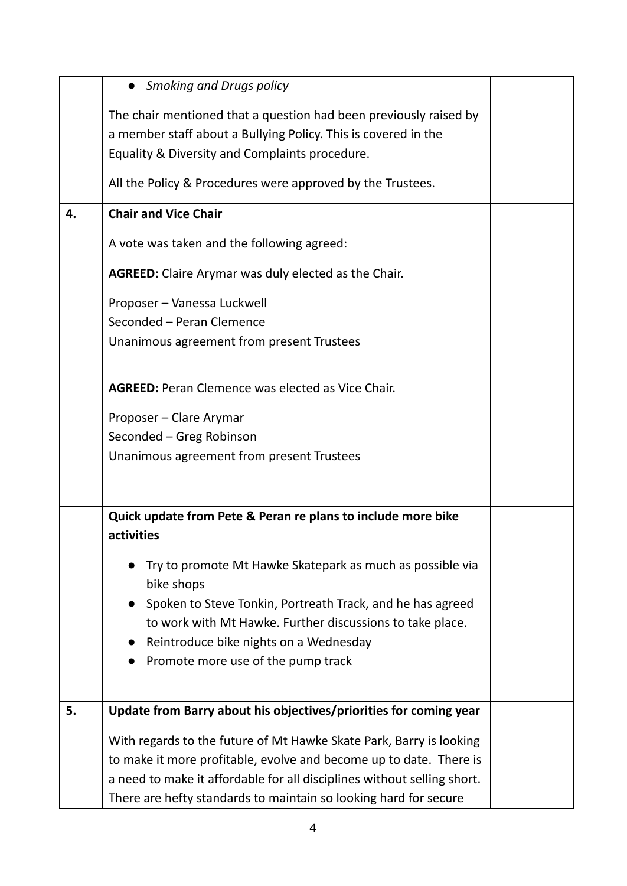| | | |
|---|---|---|
| | • *Smoking and Drugs policy*<br><br>The chair mentioned that a question had been previously raised by a member staff about a Bullying Policy. This is covered in the Equality & Diversity and Complaints procedure.<br><br>All the Policy & Procedures were approved by the Trustees. | |
| **4.** | **Chair and Vice Chair**<br><br>A vote was taken and the following agreed:<br><br>**AGREED:** Claire Arymar was duly elected as the Chair.<br><br>Proposer – Vanessa Luckwell<br>Seconded – Peran Clemence<br>Unanimous agreement from present Trustees<br><br>**AGREED:** Peran Clemence was elected as Vice Chair.<br><br>Proposer – Clare Arymar<br>Seconded – Greg Robinson<br>Unanimous agreement from present Trustees | |
| | **Quick update from Pete & Peran re plans to include more bike activities**<br><br>• Try to promote Mt Hawke Skatepark as much as possible via bike shops<br>• Spoken to Steve Tonkin, Portreath Track, and he has agreed to work with Mt Hawke. Further discussions to take place.<br>• Reintroduce bike nights on a Wednesday<br>• Promote more use of the pump track | |
| **5.** | **Update from Barry about his objectives/priorities for coming year**<br><br>With regards to the future of Mt Hawke Skate Park, Barry is looking to make it more profitable, evolve and become up to date. There is a need to make it affordable for all disciplines without selling short. There are hefty standards to maintain so looking hard for secure | |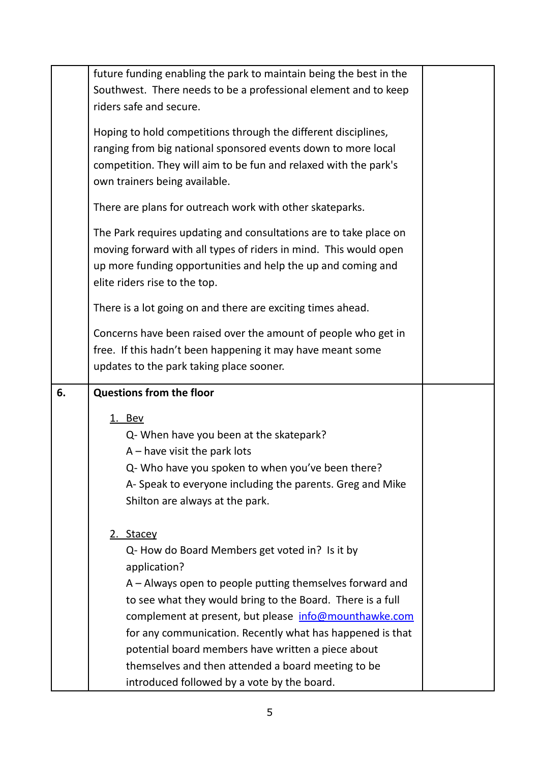| | | |
|---|---|---|
| | future funding enabling the park to maintain being the best in the Southwest. There needs to be a professional element and to keep riders safe and secure.<br><br>Hoping to hold competitions through the different disciplines, ranging from big national sponsored events down to more local competition. They will aim to be fun and relaxed with the park's own trainers being available.<br><br>There are plans for outreach work with other skateparks.<br><br>The Park requires updating and consultations are to take place on moving forward with all types of riders in mind. This would open up more funding opportunities and help the up and coming and elite riders rise to the top.<br><br>There is a lot going on and there are exciting times ahead.<br><br>Concerns have been raised over the amount of people who get in free. If this hadn't been happening it may have meant some updates to the park taking place sooner. | |
| **6.** | **Questions from the floor**<br><br>1. Bev<br>Q- When have you been at the skatepark?<br>A – have visit the park lots<br>Q- Who have you spoken to when you've been there?<br>A- Speak to everyone including the parents. Greg and Mike Shilton are always at the park.<br><br>2. Stacey<br>Q- How do Board Members get voted in? Is it by application?<br>A – Always open to people putting themselves forward and to see what they would bring to the Board. There is a full complement at present, but please info@mounthawke.com for any communication. Recently what has happened is that potential board members have written a piece about themselves and then attended a board meeting to be introduced followed by a vote by the board. | |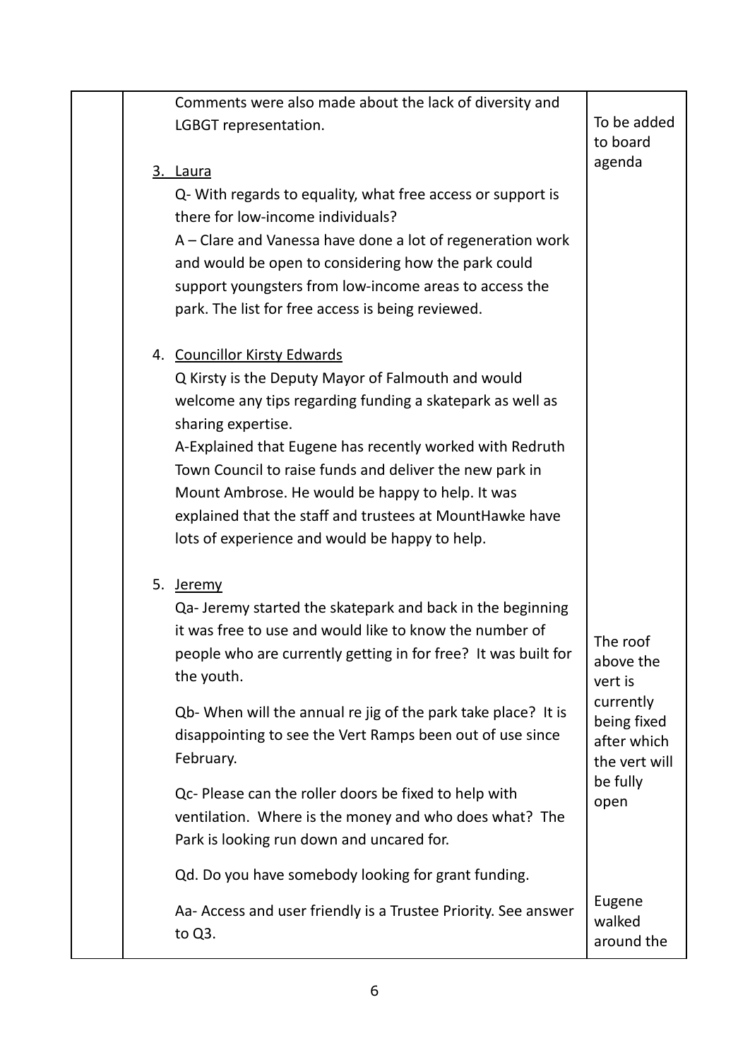| | | |
|---|---|---|
| | Comments were also made about the lack of diversity and LGBGT representation.<br><br>3. <u>Laura</u><br>Q- With regards to equality, what free access or support is there for low-income individuals?<br>A – Clare and Vanessa have done a lot of regeneration work and would be open to considering how the park could support youngsters from low-income areas to access the park. The list for free access is being reviewed.<br><br>4. <u>Councillor Kirsty Edwards</u><br>Q Kirsty is the Deputy Mayor of Falmouth and would welcome any tips regarding funding a skatepark as well as sharing expertise.<br>A-Explained that Eugene has recently worked with Redruth Town Council to raise funds and deliver the new park in Mount Ambrose. He would be happy to help. It was explained that the staff and trustees at MountHawke have lots of experience and would be happy to help.<br><br>5. <u>Jeremy</u><br>Qa- Jeremy started the skatepark and back in the beginning it was free to use and would like to know the number of people who are currently getting in for free? It was built for the youth.<br><br>Qb- When will the annual re jig of the park take place? It is disappointing to see the Vert Ramps been out of use since February.<br><br>Qc- Please can the roller doors be fixed to help with ventilation. Where is the money and who does what? The Park is looking run down and uncared for.<br><br>Qd. Do you have somebody looking for grant funding.<br><br>Aa- Access and user friendly is a Trustee Priority. See answer to Q3. | To be added to board agenda<br><br><br><br><br><br><br><br><br><br><br><br><br><br><br><br>The roof above the vert is currently being fixed after which the vert will be fully open<br><br><br>Eugene walked around the |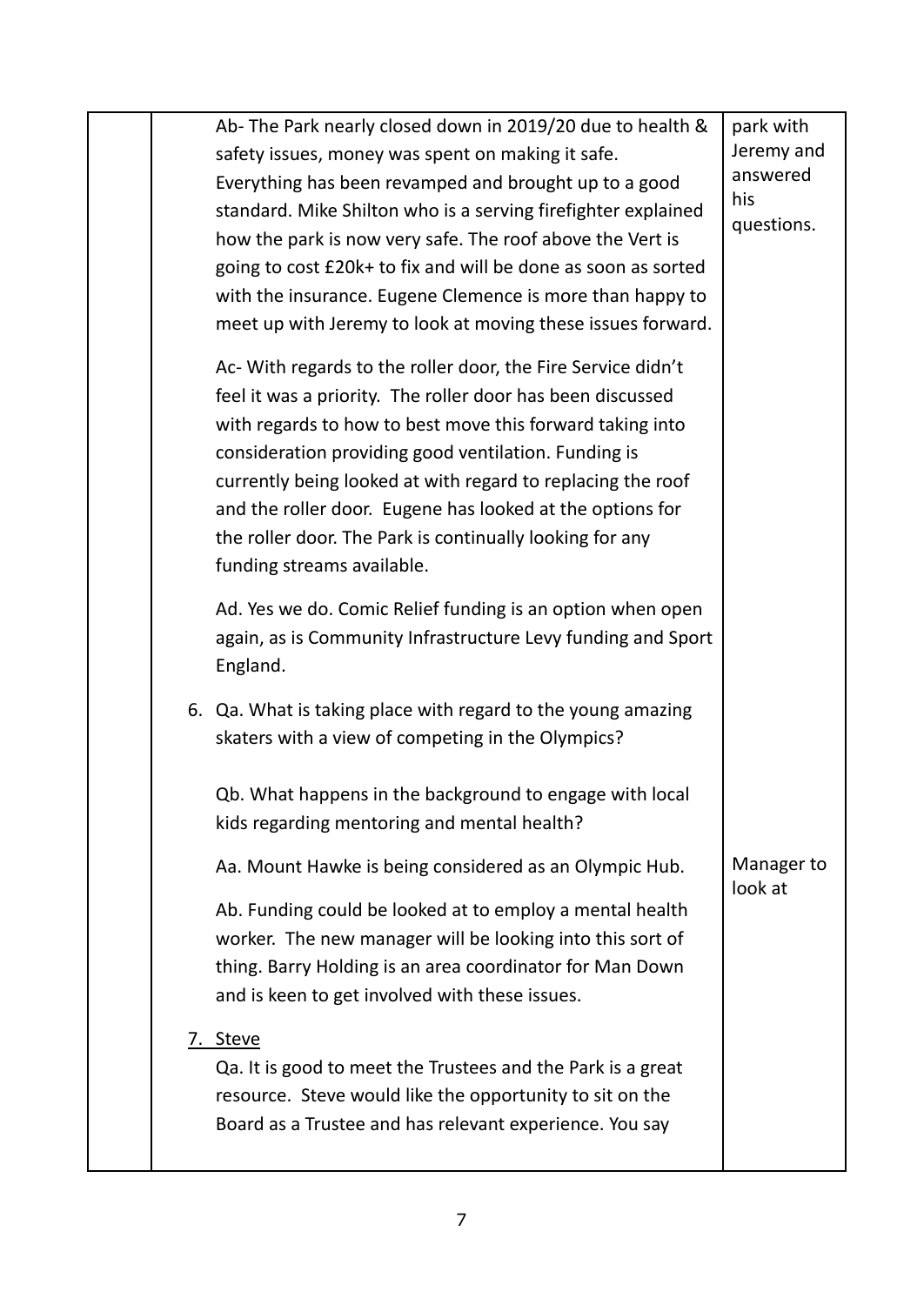| | | |
|---|---|---|
| | Ab- The Park nearly closed down in 2019/20 due to health & safety issues, money was spent on making it safe. Everything has been revamped and brought up to a good standard. Mike Shilton who is a serving firefighter explained how the park is now very safe. The roof above the Vert is going to cost £20k+ to fix and will be done as soon as sorted with the insurance. Eugene Clemence is more than happy to meet up with Jeremy to look at moving these issues forward.<br><br>Ac- With regards to the roller door, the Fire Service didn't feel it was a priority. The roller door has been discussed with regards to how to best move this forward taking into consideration providing good ventilation. Funding is currently being looked at with regard to replacing the roof and the roller door. Eugene has looked at the options for the roller door. The Park is continually looking for any funding streams available.<br><br>Ad. Yes we do. Comic Relief funding is an option when open again, as is Community Infrastructure Levy funding and Sport England. | park with Jeremy and answered his questions. |
| | 6. Qa. What is taking place with regard to the young amazing skaters with a view of competing in the Olympics?<br><br>Qb. What happens in the background to engage with local kids regarding mentoring and mental health?<br><br>Aa. Mount Hawke is being considered as an Olympic Hub.<br><br>Ab. Funding could be looked at to employ a mental health worker. The new manager will be looking into this sort of thing. Barry Holding is an area coordinator for Man Down and is keen to get involved with these issues. | Manager to look at |
| | 7. Steve<br>Qa. It is good to meet the Trustees and the Park is a great resource. Steve would like the opportunity to sit on the Board as a Trustee and has relevant experience. You say | |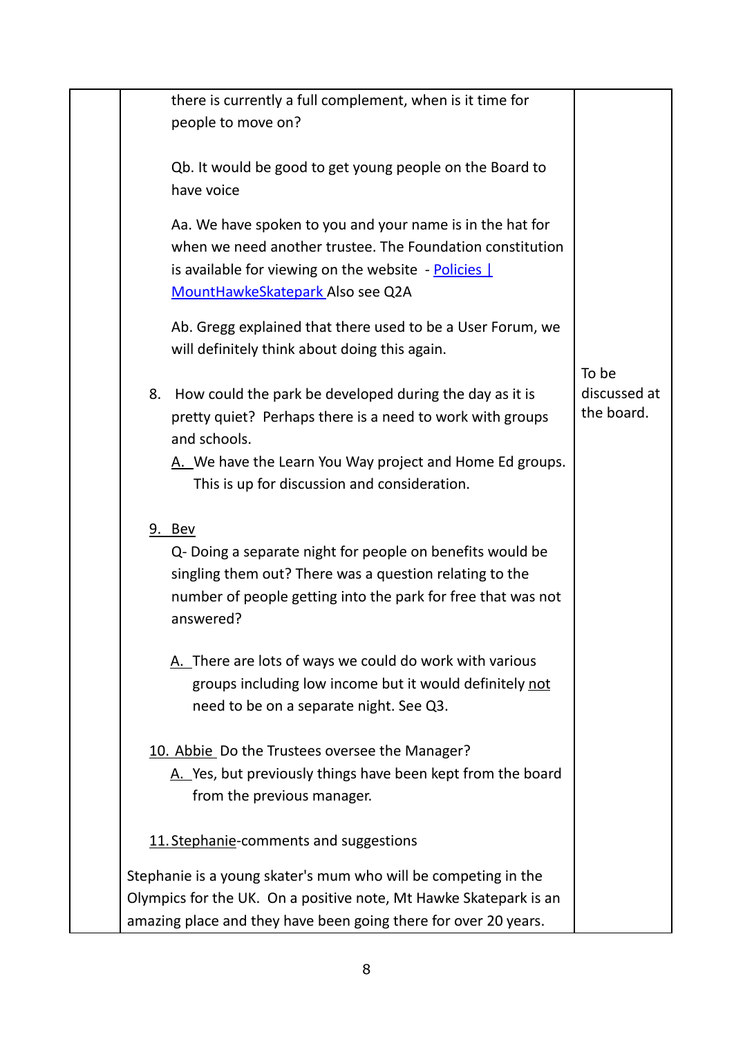| | | |
|---|---|---|
| | there is currently a full complement, when is it time for people to move on?<br><br>Qb. It would be good to get young people on the Board to have voice<br><br>Aa. We have spoken to you and your name is in the hat for when we need another trustee. The Foundation constitution is available for viewing on the website - Policies \| MountHawkeSkatepark Also see Q2A<br><br>Ab. Gregg explained that there used to be a User Forum, we will definitely think about doing this again.<br><br>8. How could the park be developed during the day as it is pretty quiet? Perhaps there is a need to work with groups and schools.<br>A. We have the Learn You Way project and Home Ed groups. This is up for discussion and consideration.<br><br>9. Bev<br>Q- Doing a separate night for people on benefits would be singling them out? There was a question relating to the number of people getting into the park for free that was not answered?<br><br>A. There are lots of ways we could do work with various groups including low income but it would definitely not need to be on a separate night. See Q3.<br><br>10. Abbie Do the Trustees oversee the Manager?<br>A. Yes, but previously things have been kept from the board from the previous manager.<br><br>11. Stephanie-comments and suggestions<br><br>Stephanie is a young skater's mum who will be competing in the Olympics for the UK. On a positive note, Mt Hawke Skatepark is an amazing place and they have been going there for over 20 years. | To be discussed at the board. |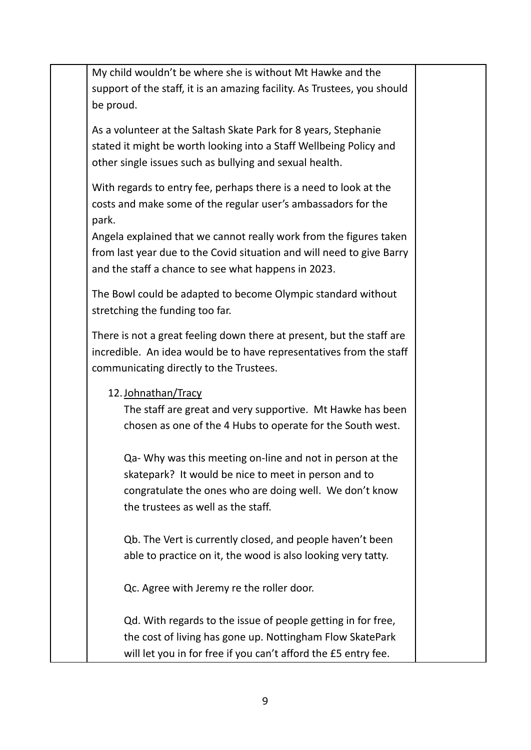| | | |
|---|---|---|
| | My child wouldn't be where she is without Mt Hawke and the support of the staff, it is an amazing facility. As Trustees, you should be proud.<br><br>As a volunteer at the Saltash Skate Park for 8 years, Stephanie stated it might be worth looking into a Staff Wellbeing Policy and other single issues such as bullying and sexual health.<br><br>With regards to entry fee, perhaps there is a need to look at the costs and make some of the regular user's ambassadors for the park.<br>Angela explained that we cannot really work from the figures taken from last year due to the Covid situation and will need to give Barry and the staff a chance to see what happens in 2023.<br><br>The Bowl could be adapted to become Olympic standard without stretching the funding too far.<br><br>There is not a great feeling down there at present, but the staff are incredible. An idea would be to have representatives from the staff communicating directly to the Trustees.<br><br>12. <u>Johnathan/Tracy</u><br>The staff are great and very supportive. Mt Hawke has been chosen as one of the 4 Hubs to operate for the South west.<br><br>Qa- Why was this meeting on-line and not in person at the skatepark? It would be nice to meet in person and to congratulate the ones who are doing well. We don't know the trustees as well as the staff.<br><br>Qb. The Vert is currently closed, and people haven't been able to practice on it, the wood is also looking very tatty.<br><br>Qc. Agree with Jeremy re the roller door.<br><br>Qd. With regards to the issue of people getting in for free, the cost of living has gone up. Nottingham Flow SkatePark will let you in for free if you can't afford the £5 entry fee. | |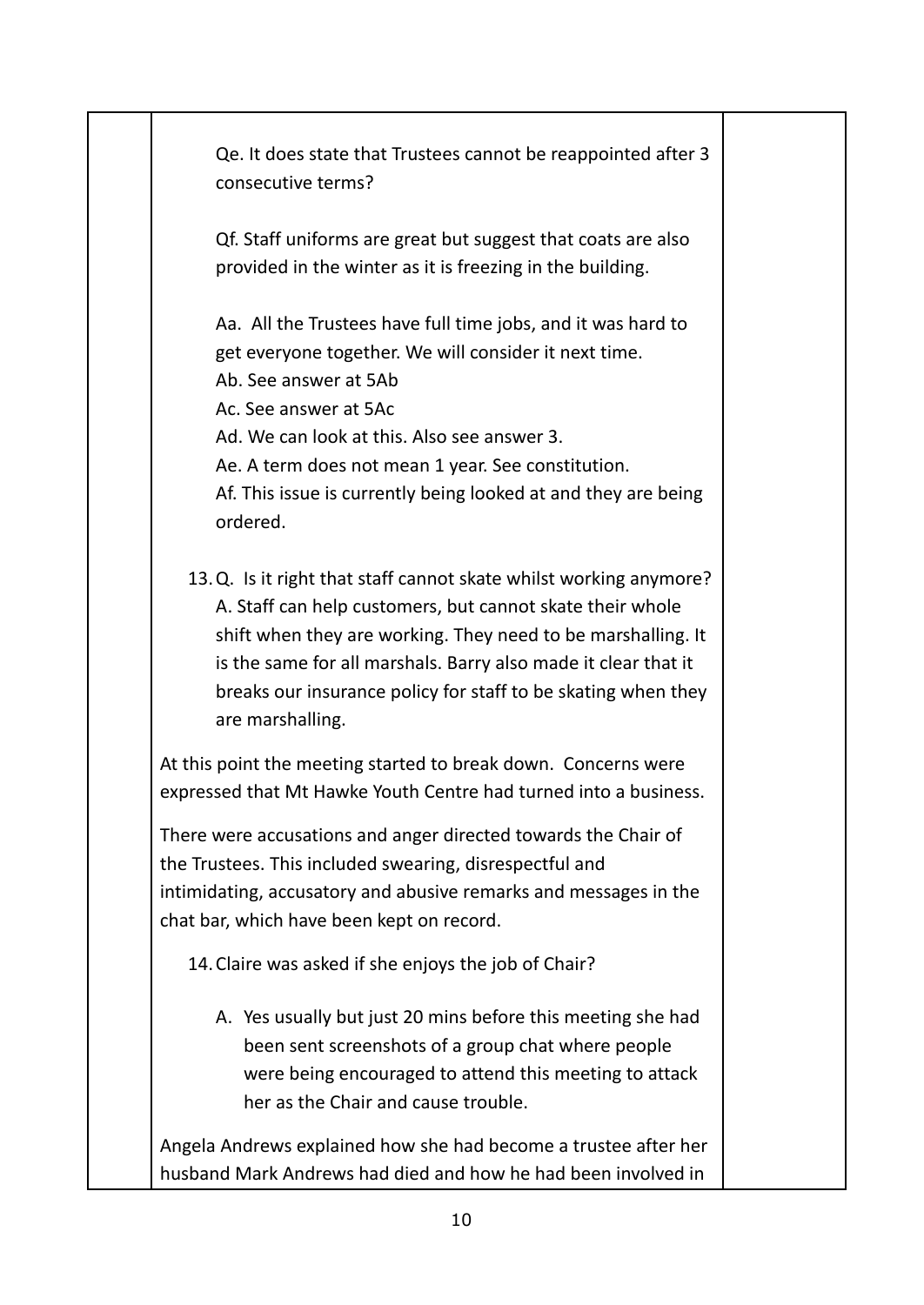Qe. It does state that Trustees cannot be reappointed after 3 consecutive terms?

Qf. Staff uniforms are great but suggest that coats are also provided in the winter as it is freezing in the building.

Aa. All the Trustees have full time jobs, and it was hard to get everyone together. We will consider it next time.
Ab. See answer at 5Ab
Ac. See answer at 5Ac
Ad. We can look at this. Also see answer 3.
Ae. A term does not mean 1 year. See constitution.
Af. This issue is currently being looked at and they are being ordered.

13. Q. Is it right that staff cannot skate whilst working anymore?
A. Staff can help customers, but cannot skate their whole shift when they are working. They need to be marshalling. It is the same for all marshals. Barry also made it clear that it breaks our insurance policy for staff to be skating when they are marshalling.

At this point the meeting started to break down. Concerns were expressed that Mt Hawke Youth Centre had turned into a business.

There were accusations and anger directed towards the Chair of the Trustees. This included swearing, disrespectful and intimidating, accusatory and abusive remarks and messages in the chat bar, which have been kept on record.

14. Claire was asked if she enjoys the job of Chair?

    A. Yes usually but just 20 mins before this meeting she had been sent screenshots of a group chat where people were being encouraged to attend this meeting to attack her as the Chair and cause trouble.

Angela Andrews explained how she had become a trustee after her husband Mark Andrews had died and how he had been involved in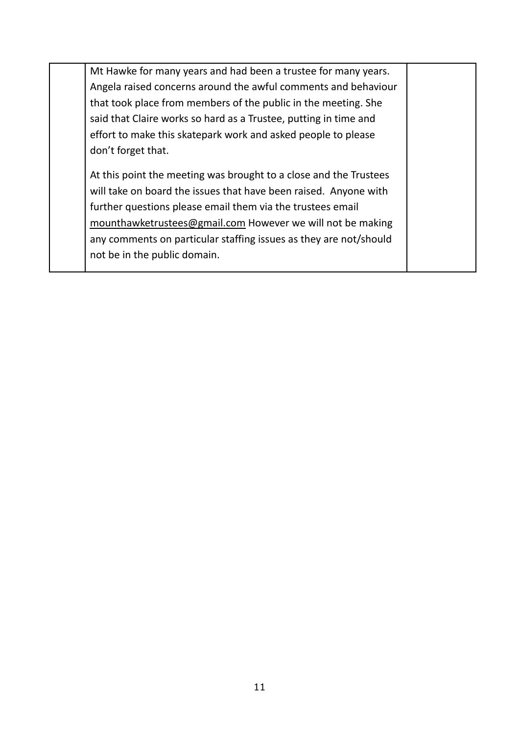| | | |
|---|---|---|
| | Mt Hawke for many years and had been a trustee for many years. Angela raised concerns around the awful comments and behaviour that took place from members of the public in the meeting. She said that Claire works so hard as a Trustee, putting in time and effort to make this skatepark work and asked people to please don't forget that.<br><br>At this point the meeting was brought to a close and the Trustees will take on board the issues that have been raised. Anyone with further questions please email them via the trustees email mounthawketrustees@gmail.com However we will not be making any comments on particular staffing issues as they are not/should not be in the public domain. | |